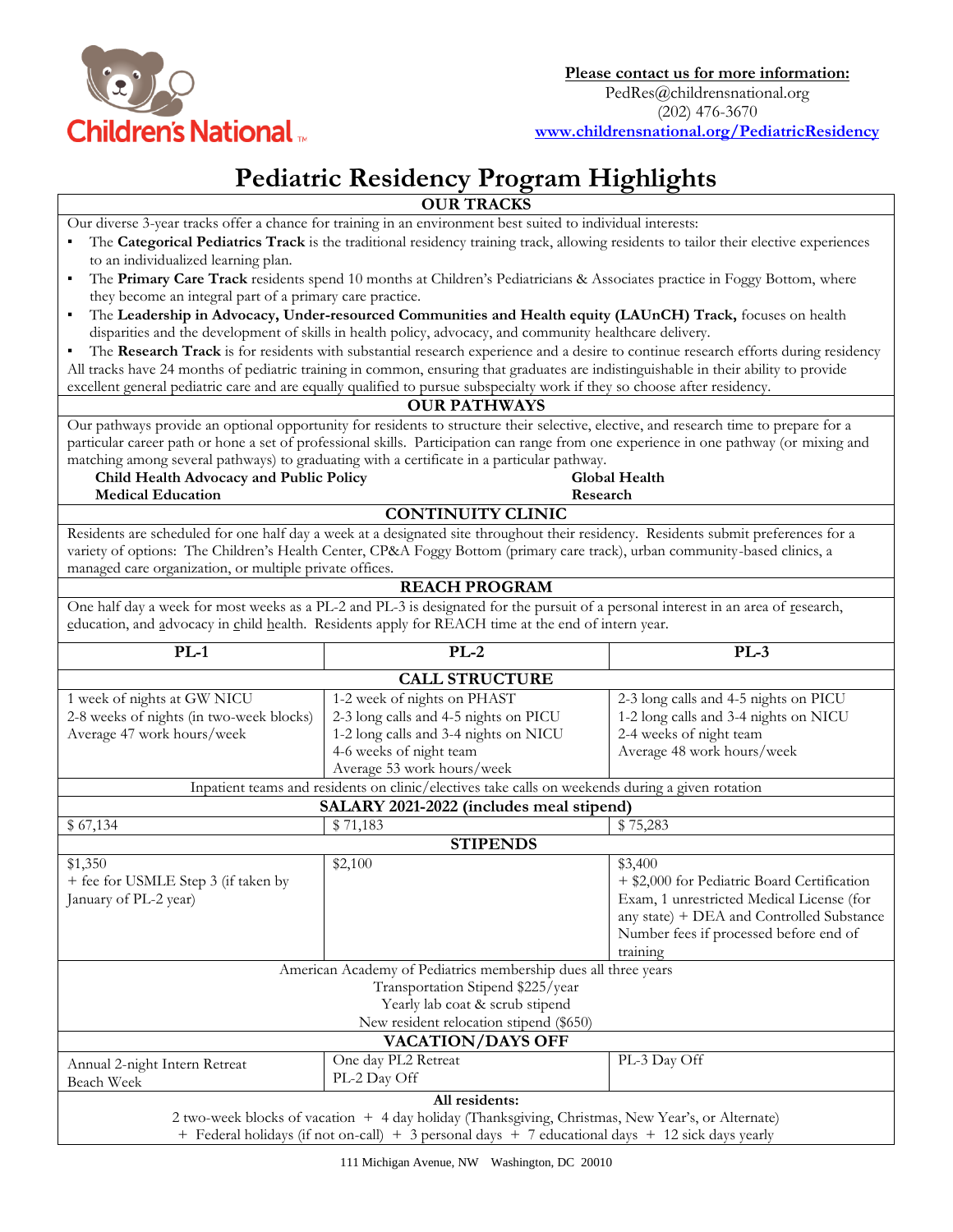**Please contact us for more information:**
PedRes@childrensnational.org
(202) 476-3670
**www.childrensnational.org/PediatricResidency**

# Pediatric Residency Program Highlights

## OUR TRACKS

Our diverse 3-year tracks offer a chance for training in an environment best suited to individual interests:

- The **Categorical Pediatrics Track** is the traditional residency training track, allowing residents to tailor their elective experiences to an individualized learning plan.
- The **Primary Care Track** residents spend 10 months at Children's Pediatricians & Associates practice in Foggy Bottom, where they become an integral part of a primary care practice.
- The **Leadership in Advocacy, Under-resourced Communities and Health equity (LAUnCH) Track,** focuses on health disparities and the development of skills in health policy, advocacy, and community healthcare delivery.
- The **Research Track** is for residents with substantial research experience and a desire to continue research efforts during residency

All tracks have 24 months of pediatric training in common, ensuring that graduates are indistinguishable in their ability to provide excellent general pediatric care and are equally qualified to pursue subspecialty work if they so choose after residency.

## OUR PATHWAYS

Our pathways provide an optional opportunity for residents to structure their selective, elective, and research time to prepare for a particular career path or hone a set of professional skills. Participation can range from one experience in one pathway (or mixing and matching among several pathways) to graduating with a certificate in a particular pathway.

- **Child Health Advocacy and Public Policy**
- **Global Health**
- **Medical Education**
- **Research**

## CONTINUITY CLINIC

Residents are scheduled for one half day a week at a designated site throughout their residency. Residents submit preferences for a variety of options: The Children's Health Center, CP&A Foggy Bottom (primary care track), urban community-based clinics, a managed care organization, or multiple private offices.

## REACH PROGRAM

One half day a week for most weeks as a PL-2 and PL-3 is designated for the pursuit of a personal interest in an area of research, education, and advocacy in child health. Residents apply for REACH time at the end of intern year.

| PL-1 | PL-2 | PL-3 |
|---|---|---|
| **CALL STRUCTURE** | | |
| 1 week of nights at GW NICU<br>2-8 weeks of nights (in two-week blocks)<br>Average 47 work hours/week | 1-2 week of nights on PHAST<br>2-3 long calls and 4-5 nights on PICU<br>1-2 long calls and 3-4 nights on NICU<br>4-6 weeks of night team<br>Average 53 work hours/week | 2-3 long calls and 4-5 nights on PICU<br>1-2 long calls and 3-4 nights on NICU<br>2-4 weeks of night team<br>Average 48 work hours/week |
| Inpatient teams and residents on clinic/electives take calls on weekends during a given rotation | | |
| **SALARY 2021-2022 (includes meal stipend)** | | |
| $ 67,134 | $ 71,183 | $ 75,283 |
| **STIPENDS** | | |
| $1,350<br>+ fee for USMLE Step 3 (if taken by January of PL-2 year) | $2,100 | $3,400<br>+ $2,000 for Pediatric Board Certification Exam, 1 unrestricted Medical License (for any state) + DEA and Controlled Substance Number fees if processed before end of training |
| American Academy of Pediatrics membership dues all three years<br>Transportation Stipend $225/year<br>Yearly lab coat & scrub stipend<br>New resident relocation stipend ($650) | | |
| **VACATION/DAYS OFF** | | |
| Annual 2-night Intern Retreat<br>Beach Week | One day PL2 Retreat<br>PL-2 Day Off | PL-3 Day Off |
| **All residents:**<br>2 two-week blocks of vacation + 4 day holiday (Thanksgiving, Christmas, New Year's, or Alternate)<br>+ Federal holidays (if not on-call) + 3 personal days + 7 educational days + 12 sick days yearly | | |

111 Michigan Avenue, NW Washington, DC 20010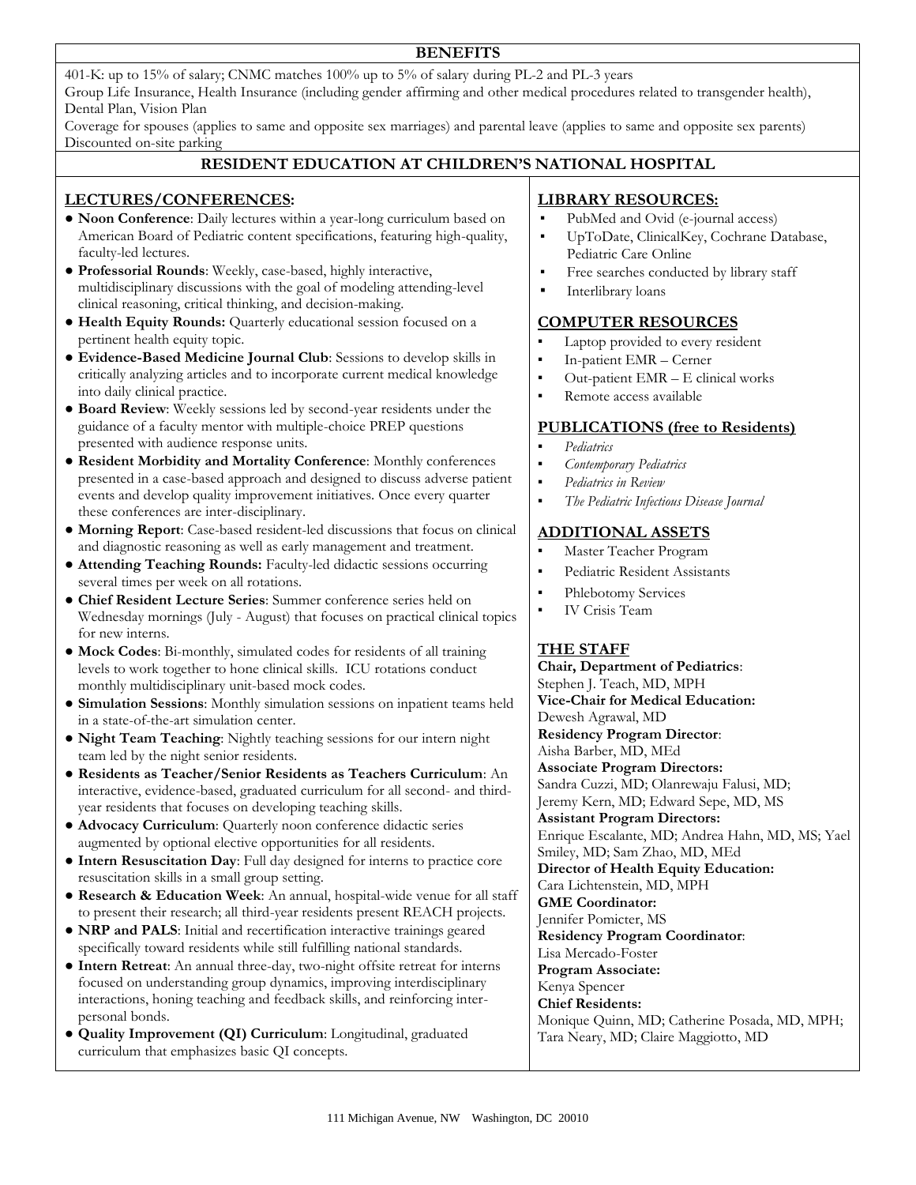## BENEFITS

401-K: up to 15% of salary; CNMC matches 100% up to 5% of salary during PL-2 and PL-3 years
Group Life Insurance, Health Insurance (including gender affirming and other medical procedures related to transgender health), Dental Plan, Vision Plan
Coverage for spouses (applies to same and opposite sex marriages) and parental leave (applies to same and opposite sex parents)
Discounted on-site parking

## RESIDENT EDUCATION AT CHILDREN'S NATIONAL HOSPITAL

### LECTURES/CONFERENCES:

- **Noon Conference**: Daily lectures within a year-long curriculum based on American Board of Pediatric content specifications, featuring high-quality, faculty-led lectures.
- **Professorial Rounds**: Weekly, case-based, highly interactive, multidisciplinary discussions with the goal of modeling attending-level clinical reasoning, critical thinking, and decision-making.
- **Health Equity Rounds:** Quarterly educational session focused on a pertinent health equity topic.
- **Evidence-Based Medicine Journal Club**: Sessions to develop skills in critically analyzing articles and to incorporate current medical knowledge into daily clinical practice.
- **Board Review**: Weekly sessions led by second-year residents under the guidance of a faculty mentor with multiple-choice PREP questions presented with audience response units.
- **Resident Morbidity and Mortality Conference**: Monthly conferences presented in a case-based approach and designed to discuss adverse patient events and develop quality improvement initiatives. Once every quarter these conferences are inter-disciplinary.
- **Morning Report**: Case-based resident-led discussions that focus on clinical and diagnostic reasoning as well as early management and treatment.
- **Attending Teaching Rounds:** Faculty-led didactic sessions occurring several times per week on all rotations.
- **Chief Resident Lecture Series**: Summer conference series held on Wednesday mornings (July - August) that focuses on practical clinical topics for new interns.
- **Mock Codes**: Bi-monthly, simulated codes for residents of all training levels to work together to hone clinical skills. ICU rotations conduct monthly multidisciplinary unit-based mock codes.
- **Simulation Sessions**: Monthly simulation sessions on inpatient teams held in a state-of-the-art simulation center.
- **Night Team Teaching**: Nightly teaching sessions for our intern night team led by the night senior residents.
- **Residents as Teacher/Senior Residents as Teachers Curriculum**: An interactive, evidence-based, graduated curriculum for all second- and third-year residents that focuses on developing teaching skills.
- **Advocacy Curriculum**: Quarterly noon conference didactic series augmented by optional elective opportunities for all residents.
- **Intern Resuscitation Day**: Full day designed for interns to practice core resuscitation skills in a small group setting.
- **Research & Education Week**: An annual, hospital-wide venue for all staff to present their research; all third-year residents present REACH projects.
- **NRP and PALS**: Initial and recertification interactive trainings geared specifically toward residents while still fulfilling national standards.
- **Intern Retreat**: An annual three-day, two-night offsite retreat for interns focused on understanding group dynamics, improving interdisciplinary interactions, honing teaching and feedback skills, and reinforcing inter-personal bonds.
- **Quality Improvement (QI) Curriculum**: Longitudinal, graduated curriculum that emphasizes basic QI concepts.

### LIBRARY RESOURCES:

- PubMed and Ovid (e-journal access)
- UpToDate, ClinicalKey, Cochrane Database, Pediatric Care Online
- Free searches conducted by library staff
- Interlibrary loans

### COMPUTER RESOURCES

- Laptop provided to every resident
- In-patient EMR – Cerner
- Out-patient EMR – E clinical works
- Remote access available

### PUBLICATIONS (free to Residents)

- *Pediatrics*
- *Contemporary Pediatrics*
- *Pediatrics in Review*
- *The Pediatric Infectious Disease Journal*

### ADDITIONAL ASSETS

- Master Teacher Program
- Pediatric Resident Assistants
- Phlebotomy Services
- IV Crisis Team

### THE STAFF

**Chair, Department of Pediatrics**:
Stephen J. Teach, MD, MPH
**Vice-Chair for Medical Education:**
Dewesh Agrawal, MD
**Residency Program Director**:
Aisha Barber, MD, MEd
**Associate Program Directors:**
Sandra Cuzzi, MD; Olanrewaju Falusi, MD; Jeremy Kern, MD; Edward Sepe, MD, MS
**Assistant Program Directors:**
Enrique Escalante, MD; Andrea Hahn, MD, MS; Yael Smiley, MD; Sam Zhao, MD, MEd
**Director of Health Equity Education:**
Cara Lichtenstein, MD, MPH
**GME Coordinator:**
Jennifer Pomicter, MS
**Residency Program Coordinator**:
Lisa Mercado-Foster
**Program Associate:**
Kenya Spencer
**Chief Residents:**
Monique Quinn, MD; Catherine Posada, MD, MPH; Tara Neary, MD; Claire Maggiotto, MD

111 Michigan Avenue, NW Washington, DC 20010